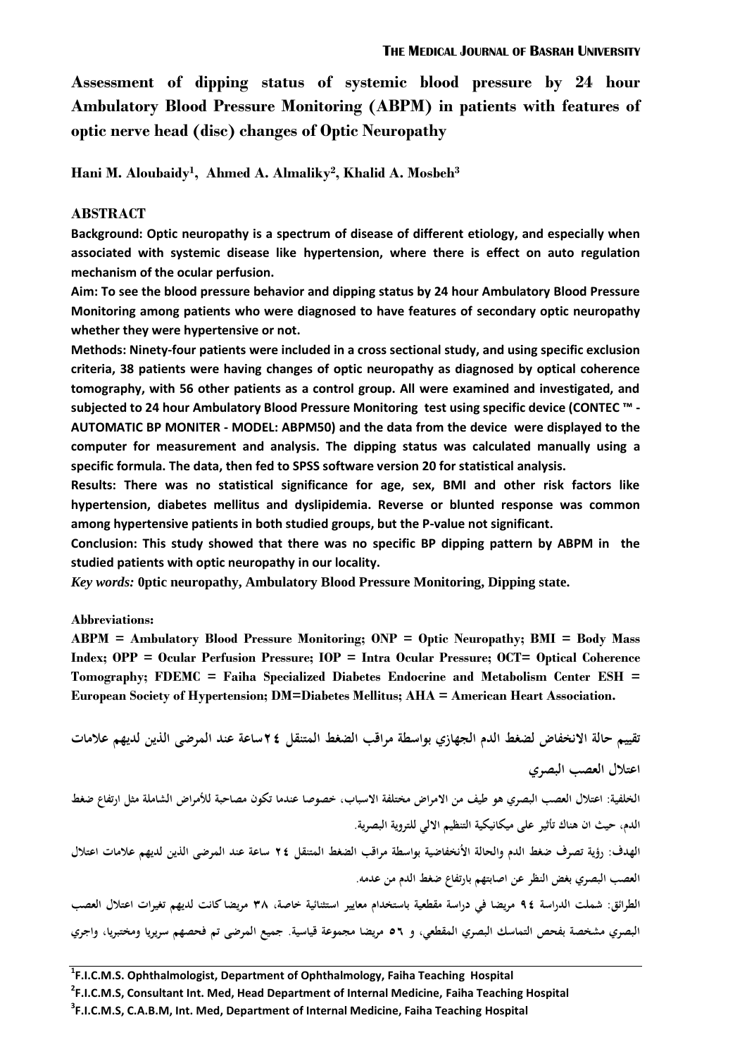# Assessment of dipping status of systemic blood pressure by 24 hour Ambulatory Blood Pressure Monitoring (ABPM) in patients with features of optic nerve head (disc) changes of Optic Neuropathy

**Hani M. Aloubaidy[1], Ahmed A. Almaliky[2], Khalid A. Mosbeh[3]**

## ABSTRACT

**Background: Optic neuropathy is a spectrum of disease of different etiology, and especially when associated with systemic disease like hypertension, where there is effect on auto regulation mechanism of the ocular perfusion.**

**Aim: To see the blood pressure behavior and dipping status by 24 hour Ambulatory Blood Pressure Monitoring among patients who were diagnosed to have features of secondary optic neuropathy whether they were hypertensive or not.**

**Methods: Ninety-four patients were included in a cross sectional study, and using specific exclusion criteria, 38 patients were having changes of optic neuropathy as diagnosed by optical coherence tomography, with 56 other patients as a control group. All were examined and investigated, and subjected to 24 hour Ambulatory Blood Pressure Monitoring test using specific device (CONTEC ™ - AUTOMATIC BP MONITER - MODEL: ABPM50) and the data from the device were displayed to the computer for measurement and analysis. The dipping status was calculated manually using a specific formula. The data, then fed to SPSS software version 20 for statistical analysis.**

**Results: There was no statistical significance for age, sex, BMI and other risk factors like hypertension, diabetes mellitus and dyslipidemia. Reverse or blunted response was common among hypertensive patients in both studied groups, but the P-value not significant.**

**Conclusion: This study showed that there was no specific BP dipping pattern by ABPM in the studied patients with optic neuropathy in our locality.**

***Key words:*** **0ptic neuropathy, Ambulatory Blood Pressure Monitoring, Dipping state.**

**Abbreviations:**

**ABPM = Ambulatory Blood Pressure Monitoring; ONP = Optic Neuropathy; BMI = Body Mass Index; OPP = Ocular Perfusion Pressure; IOP = Intra Ocular Pressure; OCT= Optical Coherence Tomography; FDEMC = Faiha Specialized Diabetes Endocrine and Metabolism Center ESH = European Society of Hypertension; DM=Diabetes Mellitus; AHA = American Heart Association.**

## تقييم حالة الانخفاض لضغط الدم الجهازي بواسطة مراقب الضغط المتنقل ٢٤ساعة عند المرضى الذين لديهم علامات اعتلال العصب البصري

**الخلفية:** اعتلال العصب البصري هو طيف من الامراض مختلفة الاسباب، خصوصا عندما تكون مصاحبة للأمراض الشاملة مثل ارتفاع ضغط الدم، حيث ان هناك تأثير على ميكانيكية التنظيم الالي للتروية البصرية.

**الهدف:** رؤية تصرف ضغط الدم والحالة الأنخفاضية بواسطة مراقب الضغط المتنقل ٢٤ ساعة عند المرضى الذين لديهم علامات اعتلال العصب البصري بغض النظر عن اصابتهم بارتفاع ضغط الدم من عدمه.

**الطرائق:** شملت الدراسة ٩٤ مريضا في دراسة مقطعية باستخدام معايير استثنائية خاصة، ٣٨ مريضا كانت لديهم تغيرات اعتلال العصب البصري مشخصة بفحص التماسك البصري المقطعي، و ٥٦ مريضا مجموعة قياسية. جميع المرضى تم فحصهم سريريا ومختبريا، واجري

---

[1]F.I.C.M.S. Ophthalmologist, Department of Ophthalmology, Faiha Teaching Hospital

[2]F.I.C.M.S, Consultant Int. Med, Head Department of Internal Medicine, Faiha Teaching Hospital

[3]F.I.C.M.S, C.A.B.M, Int. Med, Department of Internal Medicine, Faiha Teaching Hospital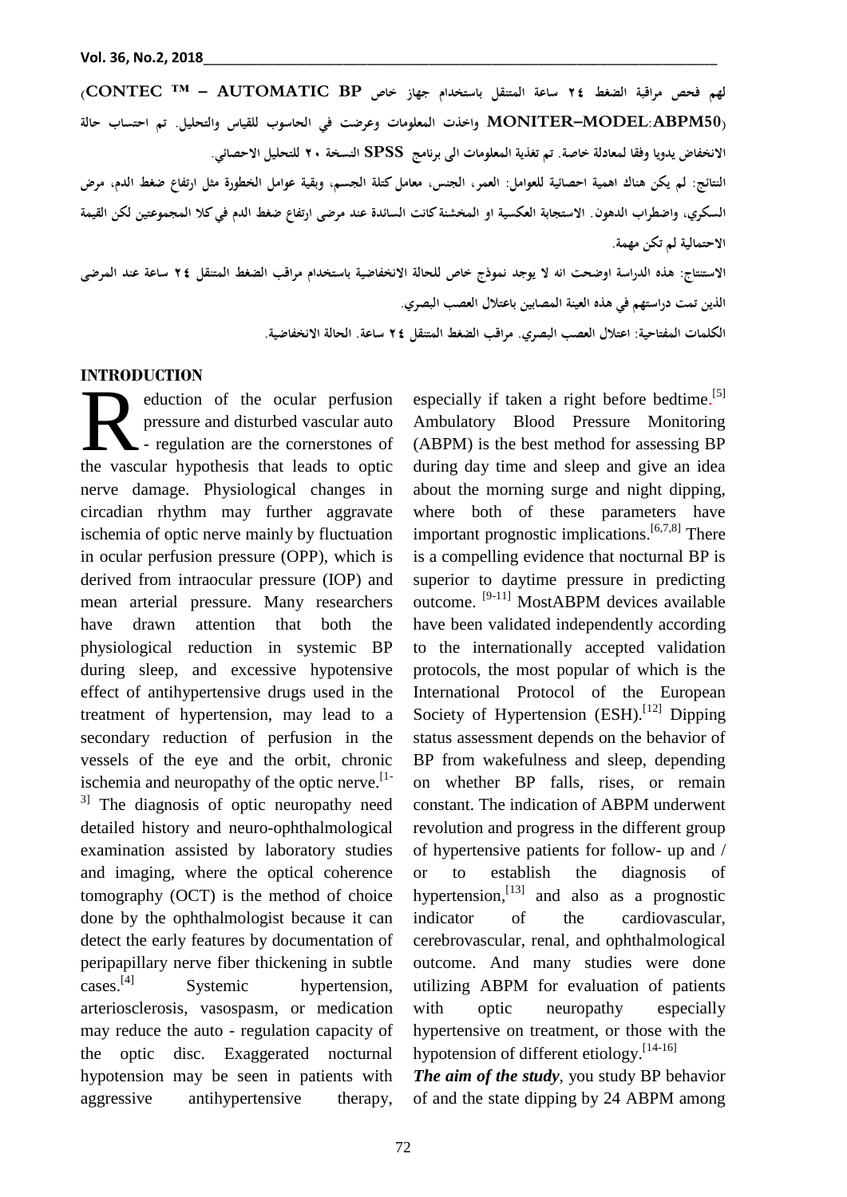لهم فحص مراقبة الضغط ٢٤ ساعة المتنقل باستخدام جهاز خاص (CONTEC ™ – AUTOMATIC BP MONITER–MODEL:ABPM50) واخذت المعلومات وعرضت في الحاسوب للقياس والتحليل. تم احتساب حالة الانخفاض يدويا وفقا لمعادلة خاصة. تم تغذية المعلومات الى برنامج SPSS النسخة ٢٠ للتحليل الاحصائي.

النتائج: لم يكن هناك اهمية احصائية للعوامل: العمر، الجنس، معامل كتلة الجسم، وبقية عوامل الخطورة مثل ارتفاع ضغط الدم، مرض السكري، واضطراب الدهون. الاستجابة العكسية او المخشنة كانت السائدة عند مرضى ارتفاع ضغط الدم في كلا المجموعتين لكن القيمة الاحتمالية لم تكن مهمة.

الاستنتاج: هذه الدراسة اوضحت انه لا يوجد نموذج خاص للحالة الانخفاضية باستخدام مراقب الضغط المتنقل ٢٤ ساعة عند المرضى الذين تمت دراستهم في هذه العينة المصابين باعتلال العصب البصري.

الكلمات المفتاحية: اعتلال العصب البصري. مراقب الضغط المتنقل ٢٤ ساعة. الحالة الانخفاضية.

## INTRODUCTION

Reduction of the ocular perfusion pressure and disturbed vascular auto - regulation are the cornerstones of the vascular hypothesis that leads to optic nerve damage. Physiological changes in circadian rhythm may further aggravate ischemia of optic nerve mainly by fluctuation in ocular perfusion pressure (OPP), which is derived from intraocular pressure (IOP) and mean arterial pressure. Many researchers have drawn attention that both the physiological reduction in systemic BP during sleep, and excessive hypotensive effect of antihypertensive drugs used in the treatment of hypertension, may lead to a secondary reduction of perfusion in the vessels of the eye and the orbit, chronic ischemia and neuropathy of the optic nerve.[1-3] The diagnosis of optic neuropathy need detailed history and neuro-ophthalmological examination assisted by laboratory studies and imaging, where the optical coherence tomography (OCT) is the method of choice done by the ophthalmologist because it can detect the early features by documentation of peripapillary nerve fiber thickening in subtle cases.[4] Systemic hypertension, arteriosclerosis, vasospasm, or medication may reduce the auto - regulation capacity of the optic disc. Exaggerated nocturnal hypotension may be seen in patients with aggressive antihypertensive therapy, especially if taken a right before bedtime.[5] Ambulatory Blood Pressure Monitoring (ABPM) is the best method for assessing BP during day time and sleep and give an idea about the morning surge and night dipping, where both of these parameters have important prognostic implications.[6,7,8] There is a compelling evidence that nocturnal BP is superior to daytime pressure in predicting outcome. [9-11] MostABPM devices available have been validated independently according to the internationally accepted validation protocols, the most popular of which is the International Protocol of the European Society of Hypertension (ESH).[12] Dipping status assessment depends on the behavior of BP from wakefulness and sleep, depending on whether BP falls, rises, or remain constant. The indication of ABPM underwent revolution and progress in the different group of hypertensive patients for follow- up and / or to establish the diagnosis of hypertension,[13] and also as a prognostic indicator of the cardiovascular, cerebrovascular, renal, and ophthalmological outcome. And many studies were done utilizing ABPM for evaluation of patients with optic neuropathy especially hypertensive on treatment, or those with the hypotension of different etiology.[14-16]

***The aim of the study***, you study BP behavior of and the state dipping by 24 ABPM among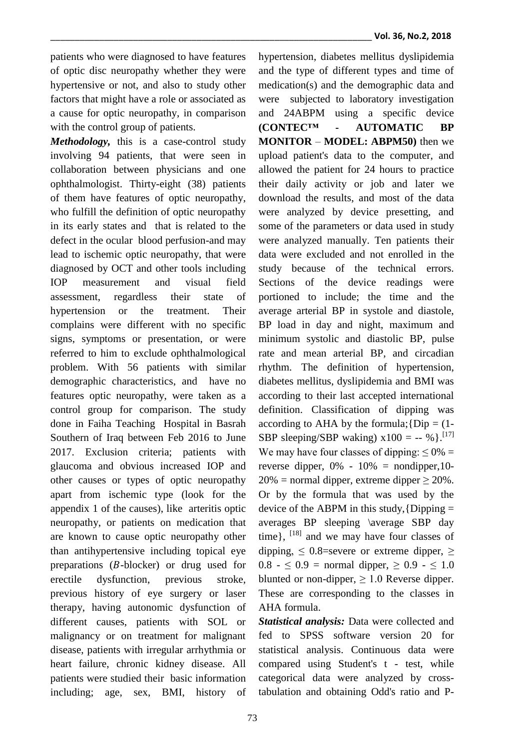patients who were diagnosed to have features of optic disc neuropathy whether they were hypertensive or not, and also to study other factors that might have a role or associated as a cause for optic neuropathy, in comparison with the control group of patients.

***Methodology,*** this is a case-control study involving 94 patients, that were seen in collaboration between physicians and one ophthalmologist. Thirty-eight (38) patients of them have features of optic neuropathy, who fulfill the definition of optic neuropathy in its early states and that is related to the defect in the ocular blood perfusion-and may lead to ischemic optic neuropathy, that were diagnosed by OCT and other tools including IOP measurement and visual field assessment, regardless their state of hypertension or the treatment. Their complains were different with no specific signs, symptoms or presentation, or were referred to him to exclude ophthalmological problem. With 56 patients with similar demographic characteristics, and have no features optic neuropathy, were taken as a control group for comparison. The study done in Faiha Teaching Hospital in Basrah Southern of Iraq between Feb 2016 to June 2017. Exclusion criteria; patients with glaucoma and obvious increased IOP and other causes or types of optic neuropathy apart from ischemic type (look for the appendix 1 of the causes), like arteritis optic neuropathy, or patients on medication that are known to cause optic neuropathy other than antihypertensive including topical eye preparations ($B$-blocker) or drug used for erectile dysfunction, previous stroke, previous history of eye surgery or laser therapy, having autonomic dysfunction of different causes, patients with SOL or malignancy or on treatment for malignant disease, patients with irregular arrhythmia or heart failure, chronic kidney disease. All patients were studied their basic information including; age, sex, BMI, history of hypertension, diabetes mellitus dyslipidemia and the type of different types and time of medication(s) and the demographic data and were subjected to laboratory investigation and 24ABPM using a specific device **(CONTEC™ - AUTOMATIC BP MONITOR** – **MODEL: ABPM50)** then we upload patient's data to the computer, and allowed the patient for 24 hours to practice their daily activity or job and later we download the results, and most of the data were analyzed by device presetting, and some of the parameters or data used in study were analyzed manually. Ten patients their data were excluded and not enrolled in the study because of the technical errors. Sections of the device readings were portioned to include; the time and the average arterial BP in systole and diastole, BP load in day and night, maximum and minimum systolic and diastolic BP, pulse rate and mean arterial BP, and circadian rhythm. The definition of hypertension, diabetes mellitus, dyslipidemia and BMI was according to their last accepted international definition. Classification of dipping was according to AHA by the formula;{Dip = (1-SBP sleeping/SBP waking) x100 = -- %}.[17] We may have four classes of dipping: $\leq 0\%$ = reverse dipper, 0% - 10% = nondipper,10-20% = normal dipper, extreme dipper $\geq 20\%$. Or by the formula that was used by the device of the ABPM in this study,{Dipping = averages BP sleeping \average SBP day time}, [18] and we may have four classes of dipping, $\leq 0.8$=severe or extreme dipper, $\geq 0.8$ - $\leq 0.9$ = normal dipper, $\geq 0.9$ - $\leq 1.0$ blunted or non-dipper, $\geq 1.0$ Reverse dipper. These are corresponding to the classes in AHA formula.

***Statistical analysis:*** Data were collected and fed to SPSS software version 20 for statistical analysis. Continuous data were compared using Student's t - test, while categorical data were analyzed by cross-tabulation and obtaining Odd's ratio and P-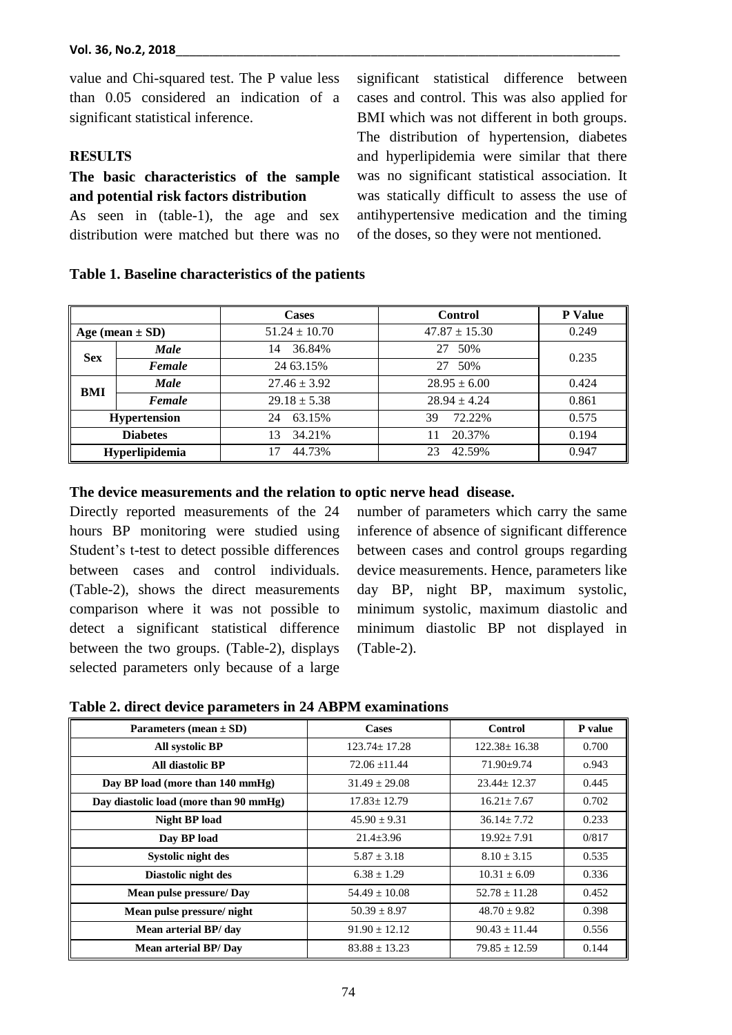value and Chi-squared test. The P value less than 0.05 considered an indication of a significant statistical inference.

## RESULTS

### The basic characteristics of the sample and potential risk factors distribution

As seen in (table-1), the age and sex distribution were matched but there was no significant statistical difference between cases and control. This was also applied for BMI which was not different in both groups. The distribution of hypertension, diabetes and hyperlipidemia were similar that there was no significant statistical association. It was statically difficult to assess the use of antihypertensive medication and the timing of the doses, so they were not mentioned.

**Table 1. Baseline characteristics of the patients**

| | | Cases | Control | P Value |
|---|---|---|---|---|
| Age (mean ± SD) | | 51.24 ± 10.70 | 47.87 ± 15.30 | 0.249 |
| Sex | *Male* | 14 36.84% | 27 50% | 0.235 |
| | *Female* | 24 63.15% | 27 50% | |
| BMI | *Male* | 27.46 ± 3.92 | 28.95 ± 6.00 | 0.424 |
| | *Female* | 29.18 ± 5.38 | 28.94 ± 4.24 | 0.861 |
| Hypertension | | 24 63.15% | 39 72.22% | 0.575 |
| Diabetes | | 13 34.21% | 11 20.37% | 0.194 |
| Hyperlipidemia | | 17 44.73% | 23 42.59% | 0.947 |

### The device measurements and the relation to optic nerve head disease.

Directly reported measurements of the 24 hours BP monitoring were studied using Student's t-test to detect possible differences between cases and control individuals. (Table-2), shows the direct measurements comparison where it was not possible to detect a significant statistical difference between the two groups. (Table-2), displays selected parameters only because of a large number of parameters which carry the same inference of absence of significant difference between cases and control groups regarding device measurements. Hence, parameters like day BP, night BP, maximum systolic, minimum systolic, maximum diastolic and minimum diastolic BP not displayed in (Table-2).

**Table 2. direct device parameters in 24 ABPM examinations**

| Parameters (mean ± SD) | Cases | Control | P value |
|---|---|---|---|
| All systolic BP | 123.74± 17.28 | 122.38± 16.38 | 0.700 |
| All diastolic BP | 72.06 ±11.44 | 71.90±9.74 | o.943 |
| Day BP load (more than 140 mmHg) | 31.49 ± 29.08 | 23.44± 12.37 | 0.445 |
| Day diastolic load (more than 90 mmHg) | 17.83± 12.79 | 16.21± 7.67 | 0.702 |
| Night BP load | 45.90 ± 9.31 | 36.14± 7.72 | 0.233 |
| Day BP load | 21.4±3.96 | 19.92± 7.91 | 0/817 |
| Systolic night des | 5.87 ± 3.18 | 8.10 ± 3.15 | 0.535 |
| Diastolic night des | 6.38 ± 1.29 | 10.31 ± 6.09 | 0.336 |
| Mean pulse pressure/ Day | 54.49 ± 10.08 | 52.78 ± 11.28 | 0.452 |
| Mean pulse pressure/ night | 50.39 ± 8.97 | 48.70 ± 9.82 | 0.398 |
| Mean arterial BP/ day | 91.90 ± 12.12 | 90.43 ± 11.44 | 0.556 |
| Mean arterial BP/ Day | 83.88 ± 13.23 | 79.85 ± 12.59 | 0.144 |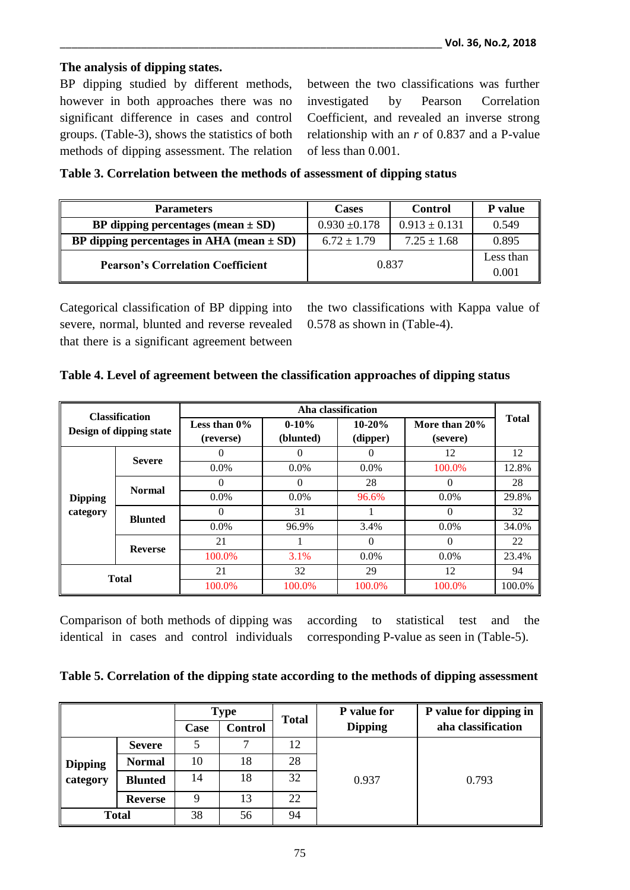**The analysis of dipping states.**

BP dipping studied by different methods, however in both approaches there was no significant difference in cases and control groups. (Table-3), shows the statistics of both methods of dipping assessment. The relation between the two classifications was further investigated by Pearson Correlation Coefficient, and revealed an inverse strong relationship with an *r* of 0.837 and a P-value of less than 0.001.

**Table 3. Correlation between the methods of assessment of dipping status**

| Parameters | Cases | Control | P value |
|---|---|---|---|
| BP dipping percentages (mean ± SD) | 0.930 ±0.178 | 0.913 ± 0.131 | 0.549 |
| BP dipping percentages in AHA (mean ± SD) | 6.72 ± 1.79 | 7.25 ± 1.68 | 0.895 |
| Pearson's Correlation Coefficient | 0.837 | | Less than 0.001 |

Categorical classification of BP dipping into severe, normal, blunted and reverse revealed that there is a significant agreement between the two classifications with Kappa value of 0.578 as shown in (Table-4).

**Table 4. Level of agreement between the classification approaches of dipping status**

| Classification Design of dipping state | | Aha classification | | | | Total |
|---|---|---|---|---|---|---|
| | | Less than 0% (reverse) | 0-10% (blunted) | 10-20% (dipper) | More than 20% (severe) | |
| Dipping category | Severe | 0 | 0 | 0 | 12 | 12 |
| | | 0.0% | 0.0% | 0.0% | 100.0% | 12.8% |
| | Normal | 0 | 0 | 28 | 0 | 28 |
| | | 0.0% | 0.0% | 96.6% | 0.0% | 29.8% |
| | Blunted | 0 | 31 | 1 | 0 | 32 |
| | | 0.0% | 96.9% | 3.4% | 0.0% | 34.0% |
| | Reverse | 21 | 1 | 0 | 0 | 22 |
| | | 100.0% | 3.1% | 0.0% | 0.0% | 23.4% |
| Total | | 21 | 32 | 29 | 12 | 94 |
| | | 100.0% | 100.0% | 100.0% | 100.0% | 100.0% |

Comparison of both methods of dipping was identical in cases and control individuals according to statistical test and the corresponding P-value as seen in (Table-5).

**Table 5. Correlation of the dipping state according to the methods of dipping assessment**

| | | Type | | Total | P value for Dipping | P value for dipping in aha classification |
|---|---|---|---|---|---|---|
| | | Case | Control | | | |
| Dipping category | Severe | 5 | 7 | 12 | 0.937 | 0.793 |
| | Normal | 10 | 18 | 28 | | |
| | Blunted | 14 | 18 | 32 | | |
| | Reverse | 9 | 13 | 22 | | |
| Total | | 38 | 56 | 94 | | |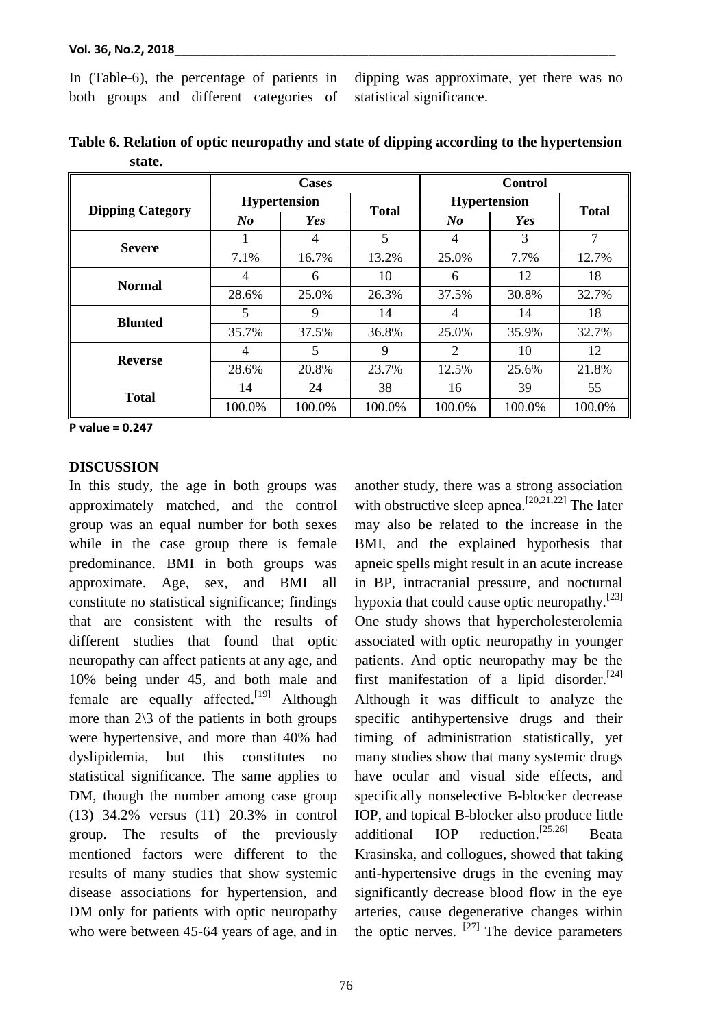In (Table-6), the percentage of patients in both groups and different categories of dipping was approximate, yet there was no statistical significance.

**Table 6. Relation of optic neuropathy and state of dipping according to the hypertension state.**

| Dipping Category | Cases | | | Control | | |
|---|---|---|---|---|---|---|
| | Hypertension | | Total | Hypertension | | Total |
| | *No* | *Yes* | | *No* | *Yes* | |
| Severe | 1 | 4 | 5 | 4 | 3 | 7 |
| | 7.1% | 16.7% | 13.2% | 25.0% | 7.7% | 12.7% |
| Normal | 4 | 6 | 10 | 6 | 12 | 18 |
| | 28.6% | 25.0% | 26.3% | 37.5% | 30.8% | 32.7% |
| Blunted | 5 | 9 | 14 | 4 | 14 | 18 |
| | 35.7% | 37.5% | 36.8% | 25.0% | 35.9% | 32.7% |
| Reverse | 4 | 5 | 9 | 2 | 10 | 12 |
| | 28.6% | 20.8% | 23.7% | 12.5% | 25.6% | 21.8% |
| Total | 14 | 24 | 38 | 16 | 39 | 55 |
| | 100.0% | 100.0% | 100.0% | 100.0% | 100.0% | 100.0% |

**P value = 0.247**

## DISCUSSION

In this study, the age in both groups was approximately matched, and the control group was an equal number for both sexes while in the case group there is female predominance. BMI in both groups was approximate. Age, sex, and BMI all constitute no statistical significance; findings that are consistent with the results of different studies that found that optic neuropathy can affect patients at any age, and 10% being under 45, and both male and female are equally affected.[19] Although more than 2\3 of the patients in both groups were hypertensive, and more than 40% had dyslipidemia, but this constitutes no statistical significance. The same applies to DM, though the number among case group (13) 34.2% versus (11) 20.3% in control group. The results of the previously mentioned factors were different to the results of many studies that show systemic disease associations for hypertension, and DM only for patients with optic neuropathy who were between 45-64 years of age, and in another study, there was a strong association with obstructive sleep apnea.[20,21,22] The later may also be related to the increase in the BMI, and the explained hypothesis that apneic spells might result in an acute increase in BP, intracranial pressure, and nocturnal hypoxia that could cause optic neuropathy.[23] One study shows that hypercholesterolemia associated with optic neuropathy in younger patients. And optic neuropathy may be the first manifestation of a lipid disorder.[24] Although it was difficult to analyze the specific antihypertensive drugs and their timing of administration statistically, yet many studies show that many systemic drugs have ocular and visual side effects, and specifically nonselective B-blocker decrease IOP, and topical B-blocker also produce little additional IOP reduction.[25,26] Beata Krasinska, and collogues, showed that taking anti-hypertensive drugs in the evening may significantly decrease blood flow in the eye arteries, cause degenerative changes within the optic nerves. [27] The device parameters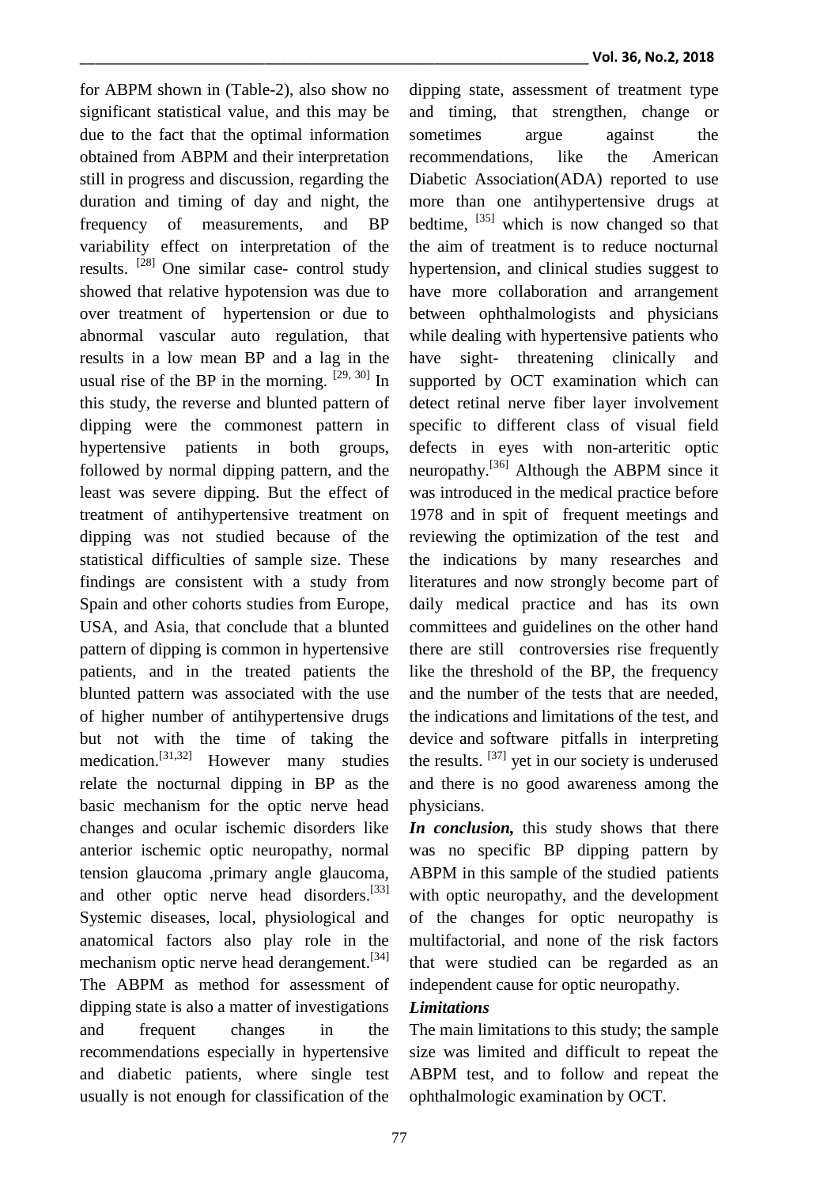for ABPM shown in (Table-2), also show no significant statistical value, and this may be due to the fact that the optimal information obtained from ABPM and their interpretation still in progress and discussion, regarding the duration and timing of day and night, the frequency of measurements, and BP variability effect on interpretation of the results. [28] One similar case- control study showed that relative hypotension was due to over treatment of hypertension or due to abnormal vascular auto regulation, that results in a low mean BP and a lag in the usual rise of the BP in the morning. [29, 30] In this study, the reverse and blunted pattern of dipping were the commonest pattern in hypertensive patients in both groups, followed by normal dipping pattern, and the least was severe dipping. But the effect of treatment of antihypertensive treatment on dipping was not studied because of the statistical difficulties of sample size. These findings are consistent with a study from Spain and other cohorts studies from Europe, USA, and Asia, that conclude that a blunted pattern of dipping is common in hypertensive patients, and in the treated patients the blunted pattern was associated with the use of higher number of antihypertensive drugs but not with the time of taking the medication.[31,32] However many studies relate the nocturnal dipping in BP as the basic mechanism for the optic nerve head changes and ocular ischemic disorders like anterior ischemic optic neuropathy, normal tension glaucoma ,primary angle glaucoma, and other optic nerve head disorders.[33] Systemic diseases, local, physiological and anatomical factors also play role in the mechanism optic nerve head derangement.[34] The ABPM as method for assessment of dipping state is also a matter of investigations and frequent changes in the recommendations especially in hypertensive and diabetic patients, where single test usually is not enough for classification of the dipping state, assessment of treatment type and timing, that strengthen, change or sometimes argue against the recommendations, like the American Diabetic Association(ADA) reported to use more than one antihypertensive drugs at bedtime, [35] which is now changed so that the aim of treatment is to reduce nocturnal hypertension, and clinical studies suggest to have more collaboration and arrangement between ophthalmologists and physicians while dealing with hypertensive patients who have sight- threatening clinically and supported by OCT examination which can detect retinal nerve fiber layer involvement specific to different class of visual field defects in eyes with non-arteritic optic neuropathy.[36] Although the ABPM since it was introduced in the medical practice before 1978 and in spit of frequent meetings and reviewing the optimization of the test and the indications by many researches and literatures and now strongly become part of daily medical practice and has its own committees and guidelines on the other hand there are still controversies rise frequently like the threshold of the BP, the frequency and the number of the tests that are needed, the indications and limitations of the test, and device and software pitfalls in interpreting the results. [37] yet in our society is underused and there is no good awareness among the physicians.

***In conclusion,*** this study shows that there was no specific BP dipping pattern by ABPM in this sample of the studied patients with optic neuropathy, and the development of the changes for optic neuropathy is multifactorial, and none of the risk factors that were studied can be regarded as an independent cause for optic neuropathy.

***Limitations***

The main limitations to this study; the sample size was limited and difficult to repeat the ABPM test, and to follow and repeat the ophthalmologic examination by OCT.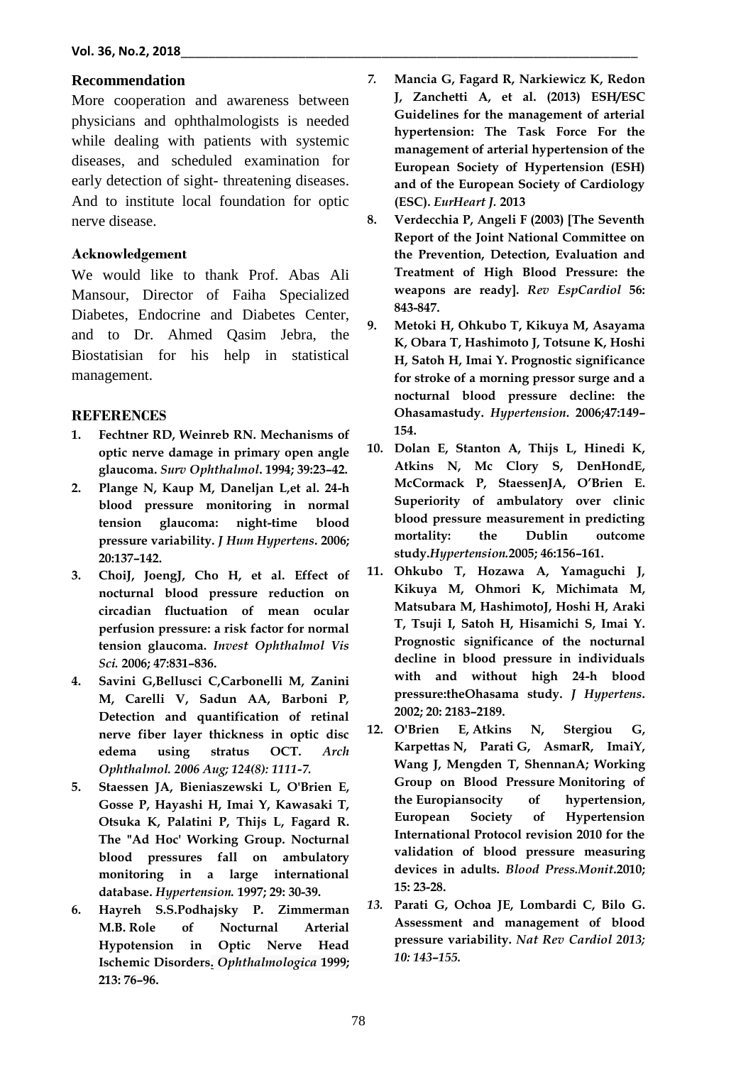## Recommendation

More cooperation and awareness between physicians and ophthalmologists is needed while dealing with patients with systemic diseases, and scheduled examination for early detection of sight- threatening diseases. And to institute local foundation for optic nerve disease.

## Acknowledgement

We would like to thank Prof. Abas Ali Mansour, Director of Faiha Specialized Diabetes, Endocrine and Diabetes Center, and to Dr. Ahmed Qasim Jebra, the Biostatisian for his help in statistical management.

## REFERENCES

1. **Fechtner RD, Weinreb RN. Mechanisms of optic nerve damage in primary open angle glaucoma.** ***Surv Ophthalmol*****. 1994; 39:23–42.**
2. **Plange N, Kaup M, Daneljan L,et al. 24-h blood pressure monitoring in normal tension glaucoma: night-time blood pressure variability.** ***J Hum Hypertens*****. 2006; 20:137–142.**
3. **ChoiJ, JoengJ, Cho H, et al. Effect of nocturnal blood pressure reduction on circadian fluctuation of mean ocular perfusion pressure: a risk factor for normal tension glaucoma.** ***Invest Ophthalmol Vis Sci.*** **2006; 47:831–836.**
4. **Savini G,Bellusci C,Carbonelli M, Zanini M, Carelli V, Sadun AA, Barboni P, Detection and quantification of retinal nerve fiber layer thickness in optic disc edema using stratus OCT.** ***Arch Ophthalmol. 2006 Aug; 124(8): 1111-7.***
5. **Staessen JA, Bieniaszewski L, O'Brien E, Gosse P, Hayashi H, Imai Y, Kawasaki T, Otsuka K, Palatini P, Thijs L, Fagard R. The "Ad Hoc' Working Group. Nocturnal blood pressures fall on ambulatory monitoring in a large international database.** ***Hypertension.*** **1997; 29: 30-39.**
6. **Hayreh S.S.Podhajsky P. Zimmerman M.B. Role of Nocturnal Arterial Hypotension in Optic Nerve Head Ischemic Disorders.** ***Ophthalmologica*** **1999; 213: 76–96.**
7. **Mancia G, Fagard R, Narkiewicz K, Redon J, Zanchetti A, et al. (2013) ESH/ESC Guidelines for the management of arterial hypertension: The Task Force For the management of arterial hypertension of the European Society of Hypertension (ESH) and of the European Society of Cardiology (ESC).** ***EurHeart J.*** **2013**
8. **Verdecchia P, Angeli F (2003) [The Seventh Report of the Joint National Committee on the Prevention, Detection, Evaluation and Treatment of High Blood Pressure: the weapons are ready].** ***Rev EspCardiol*** **56: 843-847.**
9. **Metoki H, Ohkubo T, Kikuya M, Asayama K, Obara T, Hashimoto J, Totsune K, Hoshi H, Satoh H, Imai Y. Prognostic significance for stroke of a morning pressor surge and a nocturnal blood pressure decline: the Ohasamastudy.** ***Hypertension*****. 2006;47:149–154.**
10. **Dolan E, Stanton A, Thijs L, Hinedi K, Atkins N, Mc Clory S, DenHondE, McCormack P, StaessenJA, O'Brien E. Superiority of ambulatory over clinic blood pressure measurement in predicting mortality: the Dublin outcome study.*****Hypertension.*****2005; 46:156–161.**
11. **Ohkubo T, Hozawa A, Yamaguchi J, Kikuya M, Ohmori K, Michimata M, Matsubara M, HashimotoJ, Hoshi H, Araki T, Tsuji I, Satoh H, Hisamichi S, Imai Y. Prognostic significance of the nocturnal decline in blood pressure in individuals with and without high 24-h blood pressure:theOhasama study.** ***J Hypertens*****. 2002; 20: 2183–2189.**
12. **O'Brien E, Atkins N, Stergiou G, Karpettas N, Parati G, AsmarR, ImaiY, Wang J, Mengden T, ShennanA; Working Group on Blood Pressure Monitoring of the Europiansocity of hypertension, European Society of Hypertension International Protocol revision 2010 for the validation of blood pressure measuring devices in adults.** ***Blood Press.Monit*****.2010; 15: 23-28.**
13. **Parati G, Ochoa JE, Lombardi C, Bilo G. Assessment and management of blood pressure variability.** ***Nat Rev Cardiol 2013; 10: 143–155.***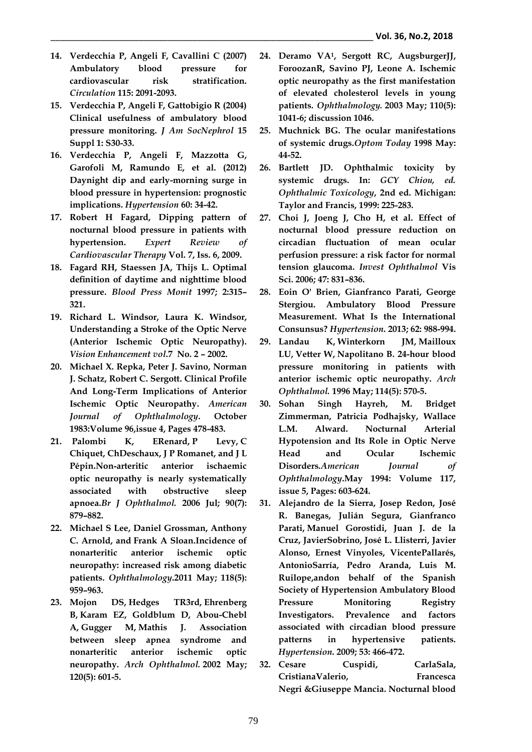14. **Verdecchia P, Angeli F, Cavallini C (2007) Ambulatory blood pressure for cardiovascular risk stratification.** ***Circulation*** **115: 2091-2093.**
15. **Verdecchia P, Angeli F, Gattobigio R (2004) Clinical usefulness of ambulatory blood pressure monitoring.** ***J Am SocNephrol*** **15 Suppl 1: S30-33.**
16. **Verdecchia P, Angeli F, Mazzotta G, Garofoli M, Ramundo E, et al. (2012) Daynight dip and early-morning surge in blood pressure in hypertension: prognostic implications.** ***Hypertension*** **60: 34-42.**
17. **Robert H Fagard, Dipping pattern of nocturnal blood pressure in patients with hypertension.** ***Expert Review of Cardiovascular Therapy*** **Vol. 7, Iss. 6, 2009.**
18. **Fagard RH, Staessen JA, Thijs L. Optimal definition of daytime and nighttime blood pressure.** ***Blood Press Monit*** **1997; 2:315–321.**
19. **Richard L. Windsor, Laura K. Windsor, Understanding a Stroke of the Optic Nerve (Anterior Ischemic Optic Neuropathy).** ***Vision Enhancement vol*****.7 No. 2 – 2002.**
20. **Michael X. Repka, Peter J. Savino, Norman J. Schatz, Robert C. Sergott. Clinical Profile And Long-Term Implications of Anterior Ischemic Optic Neuropathy.** ***American Journal of Ophthalmology*****. October 1983:Volume 96,issue 4, Pages 478-483.**
21. **Palombi K, ERenard, P Levy, C Chiquet, ChDeschaux, J P Romanet, and J L Pépin.Non-arteritic anterior ischaemic optic neuropathy is nearly systematically associated with obstructive sleep apnoea.*****Br J Ophthalmol.*** **2006 Jul; 90(7): 879–882.**
22. **Michael S Lee, Daniel Grossman, Anthony C. Arnold, and Frank A Sloan.Incidence of nonarteritic anterior ischemic optic neuropathy: increased risk among diabetic patients.** ***Ophthalmology*****.2011 May; 118(5): 959–963.**
23. **Mojon DS, Hedges TR3rd, Ehrenberg B, Karam EZ, Goldblum D, Abou-Chebl A, Gugger M, Mathis J. Association between sleep apnea syndrome and nonarteritic anterior ischemic optic neuropathy.** ***Arch Ophthalmol.*** **2002 May; 120(5): 601-5.**
24. **Deramo VA[1], Sergott RC, AugsburgerJJ, ForoozanR, Savino PJ, Leone A. Ischemic optic neuropathy as the first manifestation of elevated cholesterol levels in young patients.** ***Ophthalmology.*** **2003 May; 110(5): 1041-6; discussion 1046.**
25. **Muchnick BG. The ocular manifestations of systemic drugs.*****Optom Today*** **1998 May: 44-52.**
26. **Bartlett JD. Ophthalmic toxicity by systemic drugs. In:** ***GCY Chiou, ed. Ophthalmic Toxicology*****, 2nd ed. Michigan: Taylor and Francis, 1999: 225-283.**
27. **Choi J, Joeng J, Cho H, et al. Effect of nocturnal blood pressure reduction on circadian fluctuation of mean ocular perfusion pressure: a risk factor for normal tension glaucoma.** ***Invest Ophthalmol*** **Vis Sci. 2006; 47: 831–836.**
28. **Eoin O' Brien, Gianfranco Parati, George Stergiou. Ambulatory Blood Pressure Measurement. What Is the International Consunsus?** ***Hypertension.*** **2013; 62: 988-994.**
29. **Landau K, Winterkorn JM, Mailloux LU, Vetter W, Napolitano B. 24-hour blood pressure monitoring in patients with anterior ischemic optic neuropathy.** ***Arch Ophthalmol.*** **1996 May; 114(5): 570-5.**
30. **Sohan Singh Hayreh, M. Bridget Zimmerman, Patricia Podhajsky, Wallace L.M. Alward. Nocturnal Arterial Hypotension and Its Role in Optic Nerve Head and Ocular Ischemic Disorders.*****American Journal of Ophthalmology*****.May 1994: Volume 117, issue 5, Pages: 603-624.**
31. **Alejandro de la Sierra, Josep Redon, José R. Banegas, Julián Segura, Gianfranco Parati, Manuel Gorostidi, Juan J. de la Cruz, JavierSobrino, José L. Llisterri, Javier Alonso, Ernest Vinyoles, VicentePallarés, AntonioSarría, Pedro Aranda, Luis M. Ruilope,andon behalf of the Spanish Society of Hypertension Ambulatory Blood Pressure Monitoring Registry Investigators. Prevalence and factors associated with circadian blood pressure patterns in hypertensive patients.** ***Hypertension.*** **2009; 53: 466-472.**
32. **Cesare Cuspidi, CarlaSala, CristianaValerio, Francesca Negri &Giuseppe Mancia. Nocturnal blood**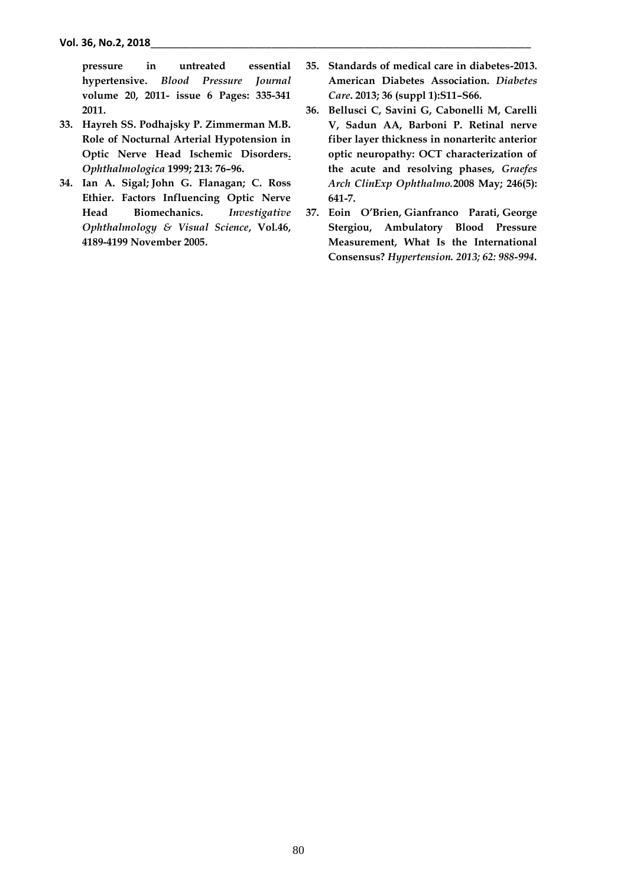**pressure in untreated essential hypertensive.** ***Blood Pressure Journal*** **volume 20, 2011- issue 6 Pages: 335-341 2011.**

33. **Hayreh SS. Podhajsky P. Zimmerman M.B. Role of Nocturnal Arterial Hypotension in Optic Nerve Head Ischemic Disorders.** ***Ophthalmologica*** **1999; 213: 76–96.**
34. **Ian A. Sigal; John G. Flanagan; C. Ross Ethier. Factors Influencing Optic Nerve Head Biomechanics.** ***Investigative Ophthalmology & Visual Science*****, Vol.46, 4189-4199 November 2005.**
35. **Standards of medical care in diabetes-2013. American Diabetes Association.** ***Diabetes Care*****. 2013; 36 (suppl 1):S11–S66.**
36. **Bellusci C, Savini G, Cabonelli M, Carelli V, Sadun AA, Barboni P. Retinal nerve fiber layer thickness in nonarteritc anterior optic neuropathy: OCT characterization of the acute and resolving phases,** ***Graefes Arch ClinExp Ophthalmo.*****2008 May; 246(5): 641-7.**
37. **Eoin O'Brien, Gianfranco Parati, George Stergiou, Ambulatory Blood Pressure Measurement, What Is the International Consensus?** ***Hypertension. 2013; 62: 988-994*****.**